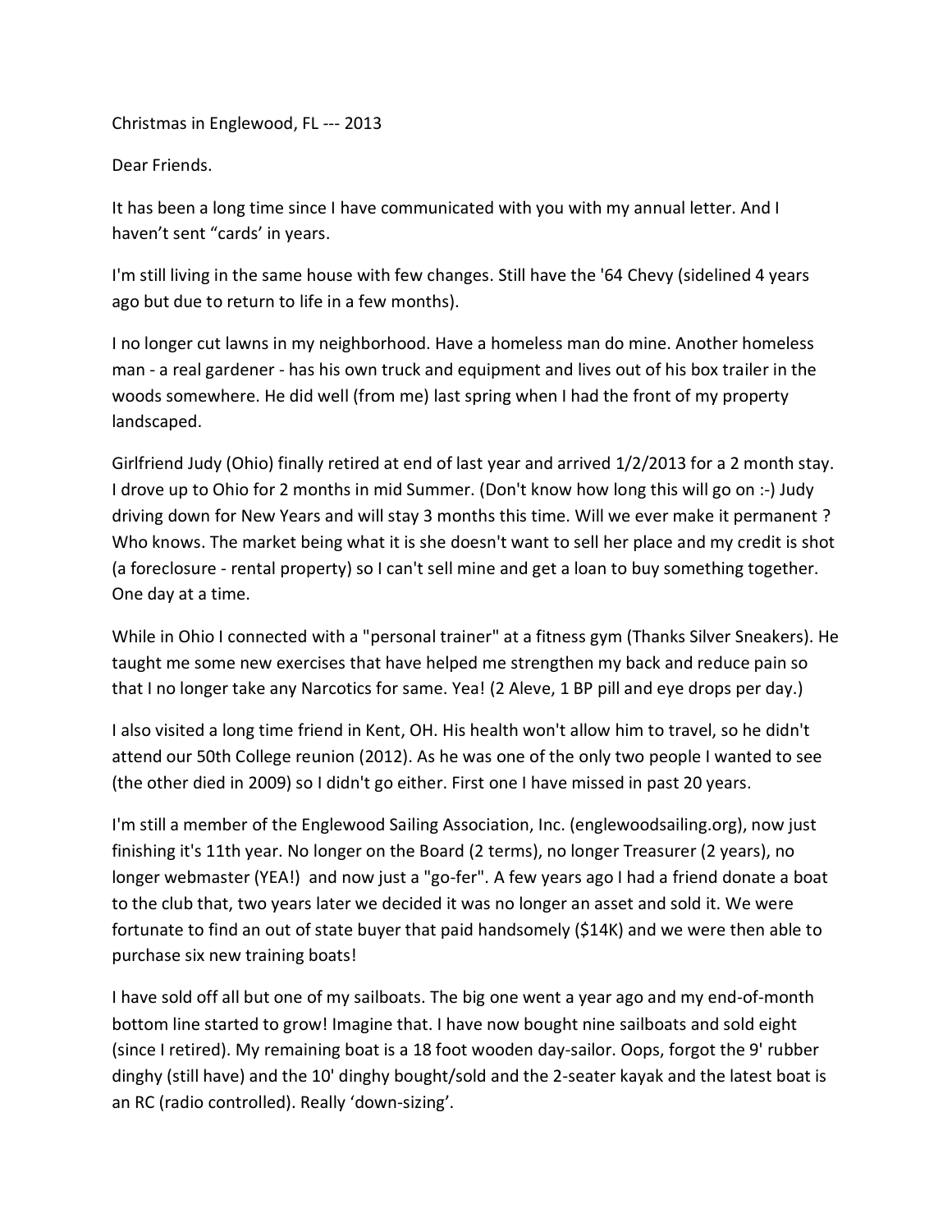Christmas in Englewood, FL --- 2013

Dear Friends.

It has been a long time since I have communicated with you with my annual letter. And I haven't sent "cards' in years.

I'm still living in the same house with few changes. Still have the '64 Chevy (sidelined 4 years ago but due to return to life in a few months).

I no longer cut lawns in my neighborhood. Have a homeless man do mine. Another homeless man - a real gardener - has his own truck and equipment and lives out of his box trailer in the woods somewhere. He did well (from me) last spring when I had the front of my property landscaped.

Girlfriend Judy (Ohio) finally retired at end of last year and arrived 1/2/2013 for a 2 month stay. I drove up to Ohio for 2 months in mid Summer. (Don't know how long this will go on :-) Judy driving down for New Years and will stay 3 months this time. Will we ever make it permanent ? Who knows. The market being what it is she doesn't want to sell her place and my credit is shot (a foreclosure - rental property) so I can't sell mine and get a loan to buy something together. One day at a time.

While in Ohio I connected with a "personal trainer" at a fitness gym (Thanks Silver Sneakers). He taught me some new exercises that have helped me strengthen my back and reduce pain so that I no longer take any Narcotics for same. Yea! (2 Aleve, 1 BP pill and eye drops per day.)

I also visited a long time friend in Kent, OH. His health won't allow him to travel, so he didn't attend our 50th College reunion (2012). As he was one of the only two people I wanted to see (the other died in 2009) so I didn't go either. First one I have missed in past 20 years.

I'm still a member of the Englewood Sailing Association, Inc. (englewoodsailing.org), now just finishing it's 11th year. No longer on the Board (2 terms), no longer Treasurer (2 years), no longer webmaster (YEA!) and now just a "go-fer". A few years ago I had a friend donate a boat to the club that, two years later we decided it was no longer an asset and sold it. We were fortunate to find an out of state buyer that paid handsomely ($14K) and we were then able to purchase six new training boats!

I have sold off all but one of my sailboats. The big one went a year ago and my end-of-month bottom line started to grow! Imagine that. I have now bought nine sailboats and sold eight (since I retired). My remaining boat is a 18 foot wooden day-sailor. Oops, forgot the 9' rubber dinghy (still have) and the 10' dinghy bought/sold and the 2-seater kayak and the latest boat is an RC (radio controlled). Really 'down-sizing'.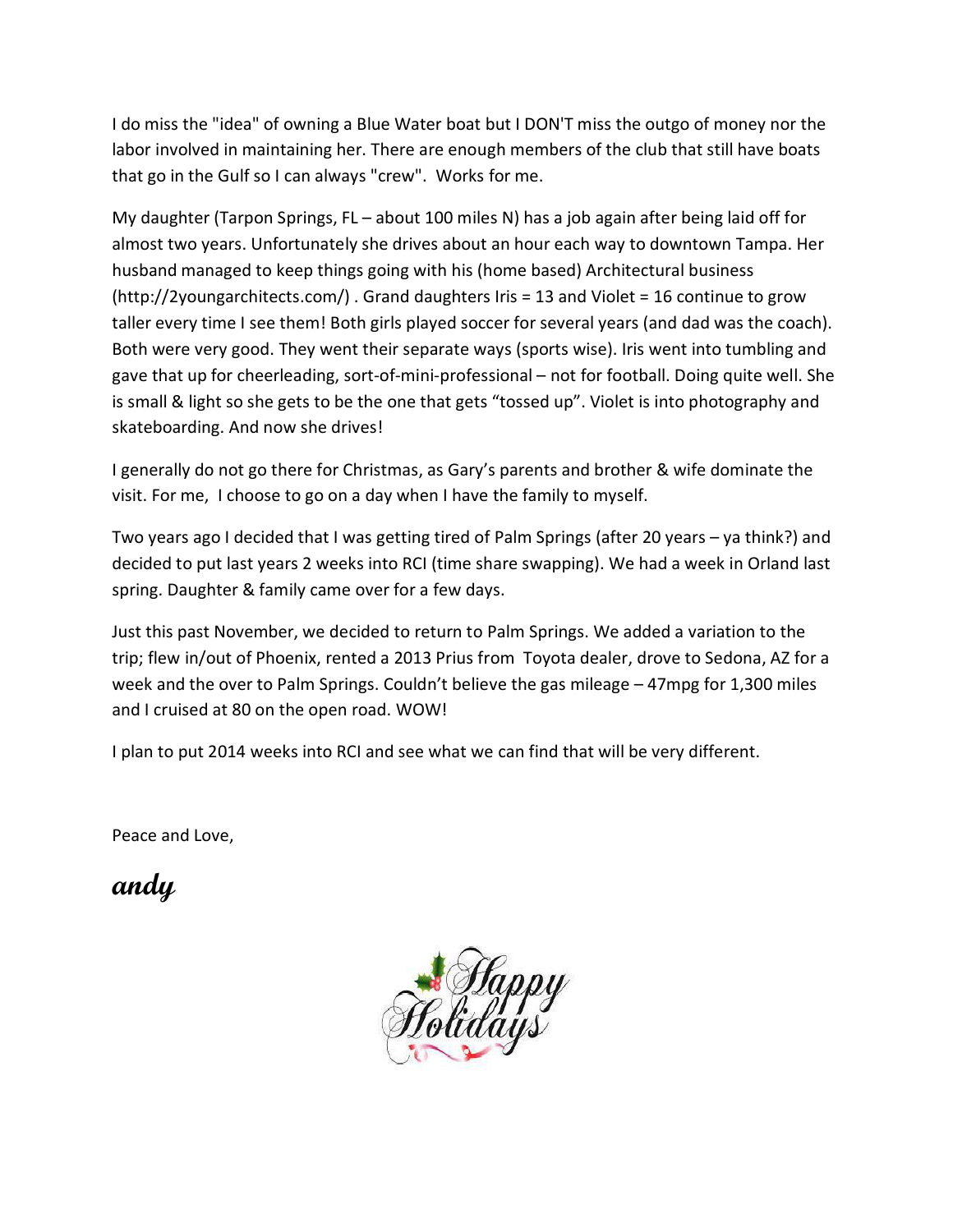I do miss the "idea" of owning a Blue Water boat but I DON'T miss the outgo of money nor the labor involved in maintaining her. There are enough members of the club that still have boats that go in the Gulf so I can always "crew". Works for me.

My daughter (Tarpon Springs, FL – about 100 miles N) has a job again after being laid off for almost two years. Unfortunately she drives about an hour each way to downtown Tampa. Her husband managed to keep things going with his (home based) Architectural business (http://2youngarchitects.com/) . Grand daughters Iris = 13 and Violet = 16 continue to grow taller every time I see them! Both girls played soccer for several years (and dad was the coach). Both were very good. They went their separate ways (sports wise). Iris went into tumbling and gave that up for cheerleading, sort-of-mini-professional – not for football. Doing quite well. She is small & light so she gets to be the one that gets "tossed up". Violet is into photography and skateboarding. And now she drives!

I generally do not go there for Christmas, as Gary's parents and brother & wife dominate the visit. For me, I choose to go on a day when I have the family to myself.

Two years ago I decided that I was getting tired of Palm Springs (after 20 years – ya think?) and decided to put last years 2 weeks into RCI (time share swapping). We had a week in Orland last spring. Daughter & family came over for a few days.

Just this past November, we decided to return to Palm Springs. We added a variation to the trip; flew in/out of Phoenix, rented a 2013 Prius from Toyota dealer, drove to Sedona, AZ for a week and the over to Palm Springs. Couldn't believe the gas mileage – 47mpg for 1,300 miles and I cruised at 80 on the open road. WOW!

I plan to put 2014 weeks into RCI and see what we can find that will be very different.

Peace and Love,

**andy**

Happy Holidays